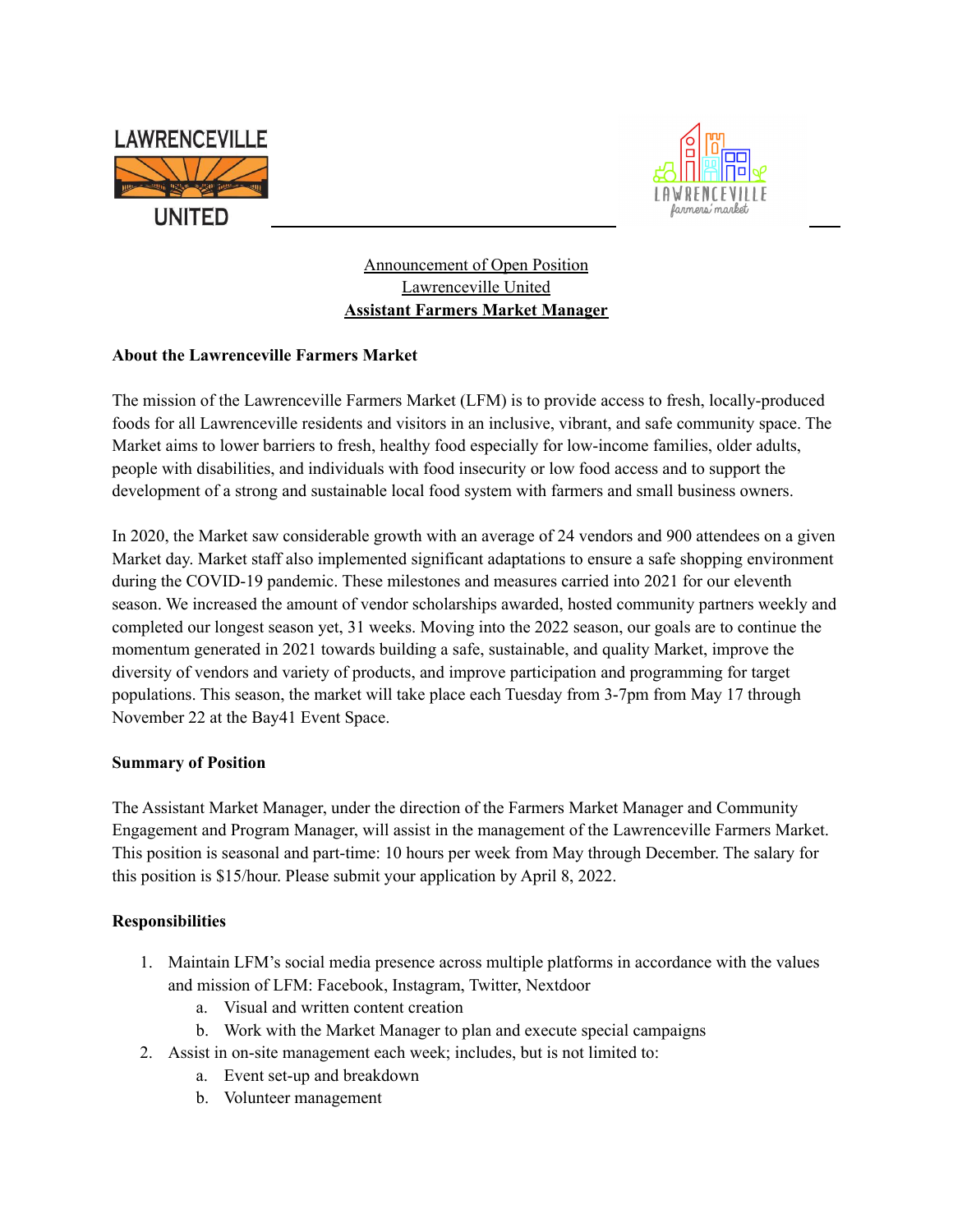Announcement of Open Position
Lawrenceville United
**Assistant Farmers Market Manager**

**About the Lawrenceville Farmers Market**

The mission of the Lawrenceville Farmers Market (LFM) is to provide access to fresh, locally-produced foods for all Lawrenceville residents and visitors in an inclusive, vibrant, and safe community space. The Market aims to lower barriers to fresh, healthy food especially for low-income families, older adults, people with disabilities, and individuals with food insecurity or low food access and to support the development of a strong and sustainable local food system with farmers and small business owners.

In 2020, the Market saw considerable growth with an average of 24 vendors and 900 attendees on a given Market day. Market staff also implemented significant adaptations to ensure a safe shopping environment during the COVID-19 pandemic. These milestones and measures carried into 2021 for our eleventh season. We increased the amount of vendor scholarships awarded, hosted community partners weekly and completed our longest season yet, 31 weeks. Moving into the 2022 season, our goals are to continue the momentum generated in 2021 towards building a safe, sustainable, and quality Market, improve the diversity of vendors and variety of products, and improve participation and programming for target populations. This season, the market will take place each Tuesday from 3-7pm from May 17 through November 22 at the Bay41 Event Space.

**Summary of Position**

The Assistant Market Manager, under the direction of the Farmers Market Manager and Community Engagement and Program Manager, will assist in the management of the Lawrenceville Farmers Market. This position is seasonal and part-time: 10 hours per week from May through December. The salary for this position is $15/hour. Please submit your application by April 8, 2022.

**Responsibilities**

1. Maintain LFM's social media presence across multiple platforms in accordance with the values and mission of LFM: Facebook, Instagram, Twitter, Nextdoor
   a. Visual and written content creation
   b. Work with the Market Manager to plan and execute special campaigns
2. Assist in on-site management each week; includes, but is not limited to:
   a. Event set-up and breakdown
   b. Volunteer management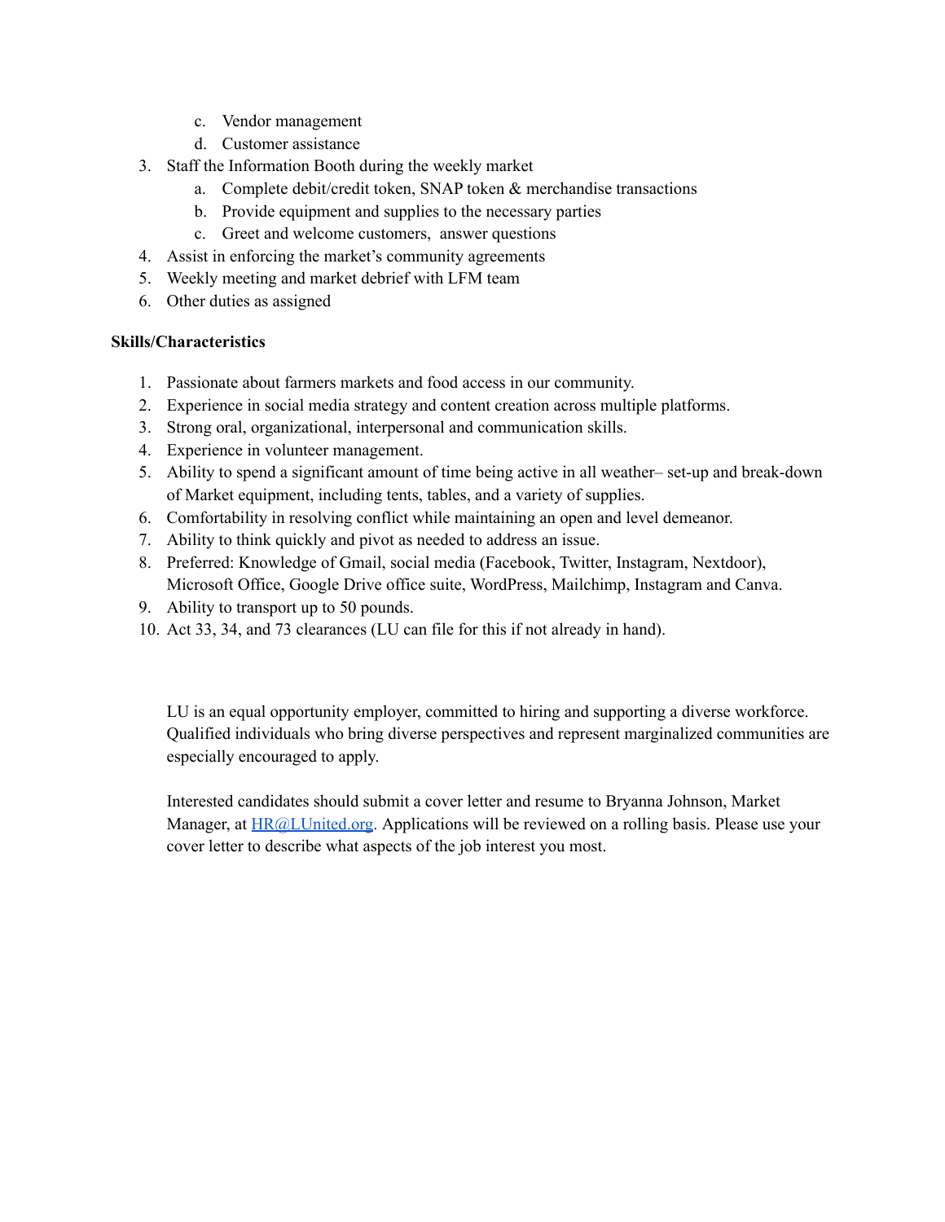c. Vendor management
   d. Customer assistance
3. Staff the Information Booth during the weekly market
   a. Complete debit/credit token, SNAP token & merchandise transactions
   b. Provide equipment and supplies to the necessary parties
   c. Greet and welcome customers, answer questions
4. Assist in enforcing the market's community agreements
5. Weekly meeting and market debrief with LFM team
6. Other duties as assigned

**Skills/Characteristics**

1. Passionate about farmers markets and food access in our community.
2. Experience in social media strategy and content creation across multiple platforms.
3. Strong oral, organizational, interpersonal and communication skills.
4. Experience in volunteer management.
5. Ability to spend a significant amount of time being active in all weather– set-up and break-down of Market equipment, including tents, tables, and a variety of supplies.
6. Comfortability in resolving conflict while maintaining an open and level demeanor.
7. Ability to think quickly and pivot as needed to address an issue.
8. Preferred: Knowledge of Gmail, social media (Facebook, Twitter, Instagram, Nextdoor), Microsoft Office, Google Drive office suite, WordPress, Mailchimp, Instagram and Canva.
9. Ability to transport up to 50 pounds.
10. Act 33, 34, and 73 clearances (LU can file for this if not already in hand).

LU is an equal opportunity employer, committed to hiring and supporting a diverse workforce. Qualified individuals who bring diverse perspectives and represent marginalized communities are especially encouraged to apply.

Interested candidates should submit a cover letter and resume to Bryanna Johnson, Market Manager, at HR@LUnited.org. Applications will be reviewed on a rolling basis. Please use your cover letter to describe what aspects of the job interest you most.